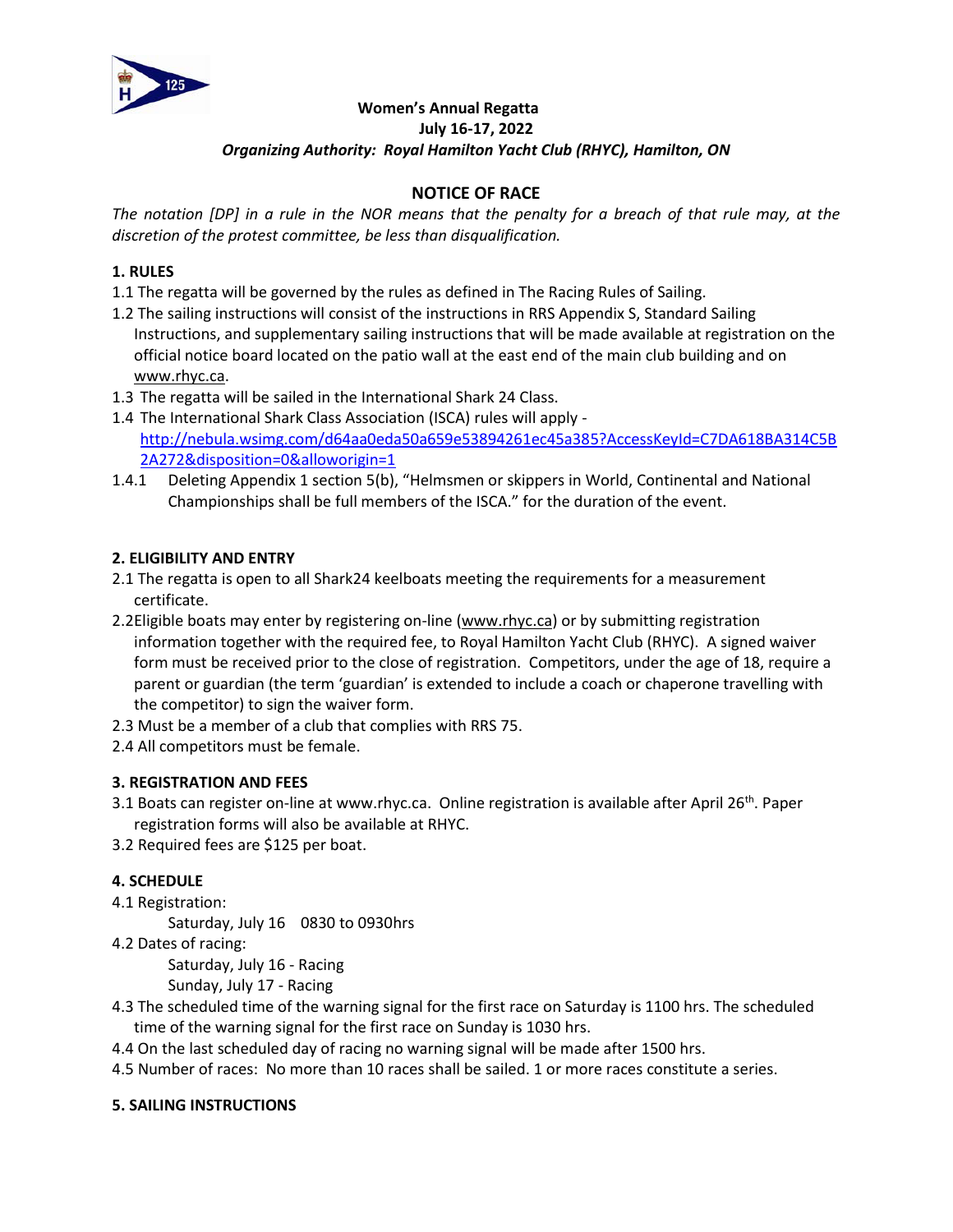**Women's Annual Regatta**
**July 16-17, 2022**
***Organizing Authority: Royal Hamilton Yacht Club (RHYC), Hamilton, ON***

## NOTICE OF RACE

*The notation [DP] in a rule in the NOR means that the penalty for a breach of that rule may, at the discretion of the protest committee, be less than disqualification.*

### 1. RULES

1.1 The regatta will be governed by the rules as defined in The Racing Rules of Sailing.

1.2 The sailing instructions will consist of the instructions in RRS Appendix S, Standard Sailing Instructions, and supplementary sailing instructions that will be made available at registration on the official notice board located on the patio wall at the east end of the main club building and on www.rhyc.ca.

1.3 The regatta will be sailed in the International Shark 24 Class.

1.4 The International Shark Class Association (ISCA) rules will apply - http://nebula.wsimg.com/d64aa0eda50a659e53894261ec45a385?AccessKeyId=C7DA618BA314C5B2A272&disposition=0&alloworigin=1

1.4.1 Deleting Appendix 1 section 5(b), "Helmsmen or skippers in World, Continental and National Championships shall be full members of the ISCA." for the duration of the event.

### 2. ELIGIBILITY AND ENTRY

2.1 The regatta is open to all Shark24 keelboats meeting the requirements for a measurement certificate.

2.2Eligible boats may enter by registering on-line (www.rhyc.ca) or by submitting registration information together with the required fee, to Royal Hamilton Yacht Club (RHYC). A signed waiver form must be received prior to the close of registration. Competitors, under the age of 18, require a parent or guardian (the term 'guardian' is extended to include a coach or chaperone travelling with the competitor) to sign the waiver form.

2.3 Must be a member of a club that complies with RRS 75.

2.4 All competitors must be female.

### 3. REGISTRATION AND FEES

3.1 Boats can register on-line at www.rhyc.ca. Online registration is available after April 26th. Paper registration forms will also be available at RHYC.

3.2 Required fees are $125 per boat.

### 4. SCHEDULE

4.1 Registration:

Saturday, July 16 0830 to 0930hrs

4.2 Dates of racing:

Saturday, July 16 - Racing
Sunday, July 17 - Racing

4.3 The scheduled time of the warning signal for the first race on Saturday is 1100 hrs. The scheduled time of the warning signal for the first race on Sunday is 1030 hrs.

4.4 On the last scheduled day of racing no warning signal will be made after 1500 hrs.

4.5 Number of races: No more than 10 races shall be sailed. 1 or more races constitute a series.

### 5. SAILING INSTRUCTIONS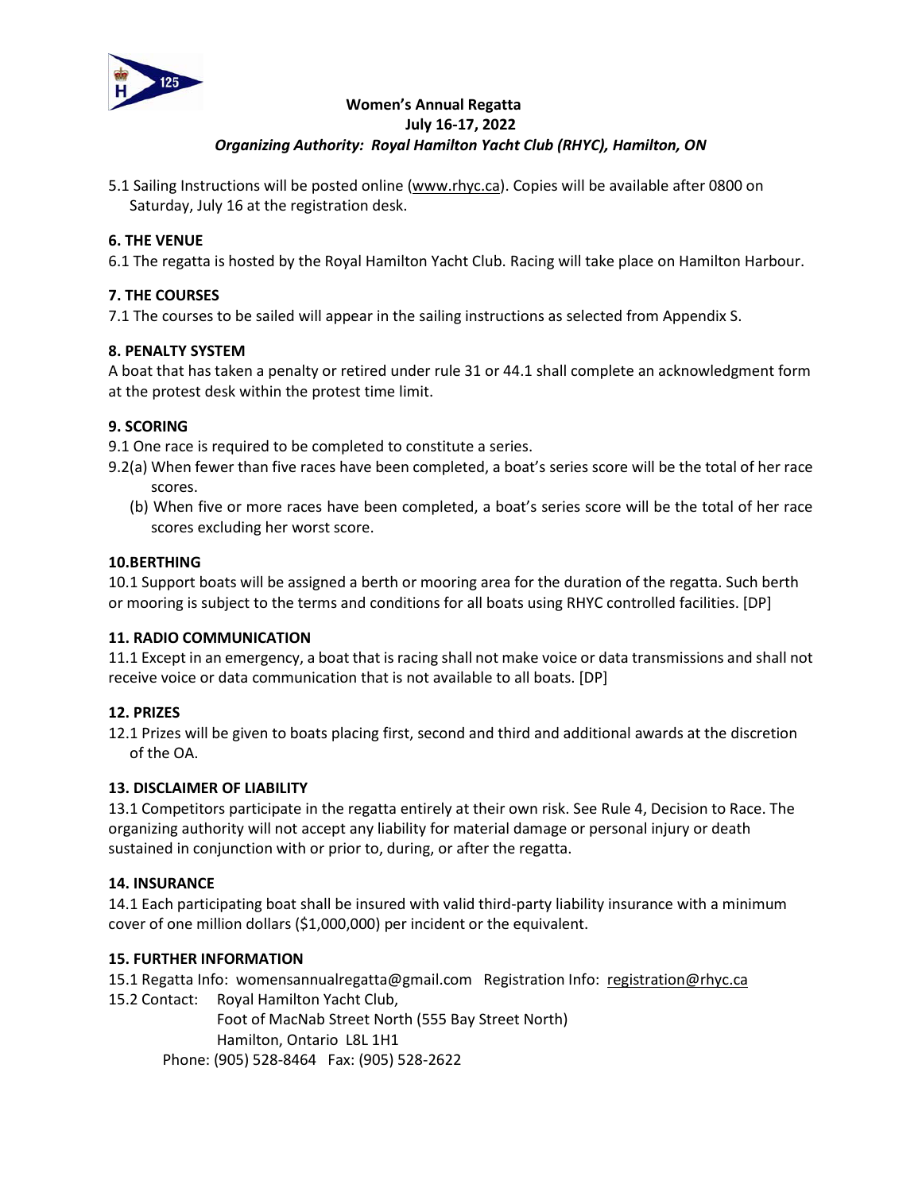**Women's Annual Regatta**
**July 16-17, 2022**
***Organizing Authority: Royal Hamilton Yacht Club (RHYC), Hamilton, ON***

5.1 Sailing Instructions will be posted online (www.rhyc.ca). Copies will be available after 0800 on Saturday, July 16 at the registration desk.

**6. THE VENUE**

6.1 The regatta is hosted by the Royal Hamilton Yacht Club. Racing will take place on Hamilton Harbour.

**7. THE COURSES**

7.1 The courses to be sailed will appear in the sailing instructions as selected from Appendix S.

**8. PENALTY SYSTEM**

A boat that has taken a penalty or retired under rule 31 or 44.1 shall complete an acknowledgment form at the protest desk within the protest time limit.

**9. SCORING**

9.1 One race is required to be completed to constitute a series.

9.2(a) When fewer than five races have been completed, a boat's series score will be the total of her race scores.

(b) When five or more races have been completed, a boat's series score will be the total of her race scores excluding her worst score.

**10.BERTHING**

10.1 Support boats will be assigned a berth or mooring area for the duration of the regatta. Such berth or mooring is subject to the terms and conditions for all boats using RHYC controlled facilities. [DP]

**11. RADIO COMMUNICATION**

11.1 Except in an emergency, a boat that is racing shall not make voice or data transmissions and shall not receive voice or data communication that is not available to all boats. [DP]

**12. PRIZES**

12.1 Prizes will be given to boats placing first, second and third and additional awards at the discretion of the OA.

**13. DISCLAIMER OF LIABILITY**

13.1 Competitors participate in the regatta entirely at their own risk. See Rule 4, Decision to Race. The organizing authority will not accept any liability for material damage or personal injury or death sustained in conjunction with or prior to, during, or after the regatta.

**14. INSURANCE**

14.1 Each participating boat shall be insured with valid third-party liability insurance with a minimum cover of one million dollars ($1,000,000) per incident or the equivalent.

**15. FURTHER INFORMATION**

15.1 Regatta Info: womensannualregatta@gmail.com Registration Info: registration@rhyc.ca

15.2 Contact: Royal Hamilton Yacht Club,
Foot of MacNab Street North (555 Bay Street North)
Hamilton, Ontario L8L 1H1
Phone: (905) 528-8464 Fax: (905) 528-2622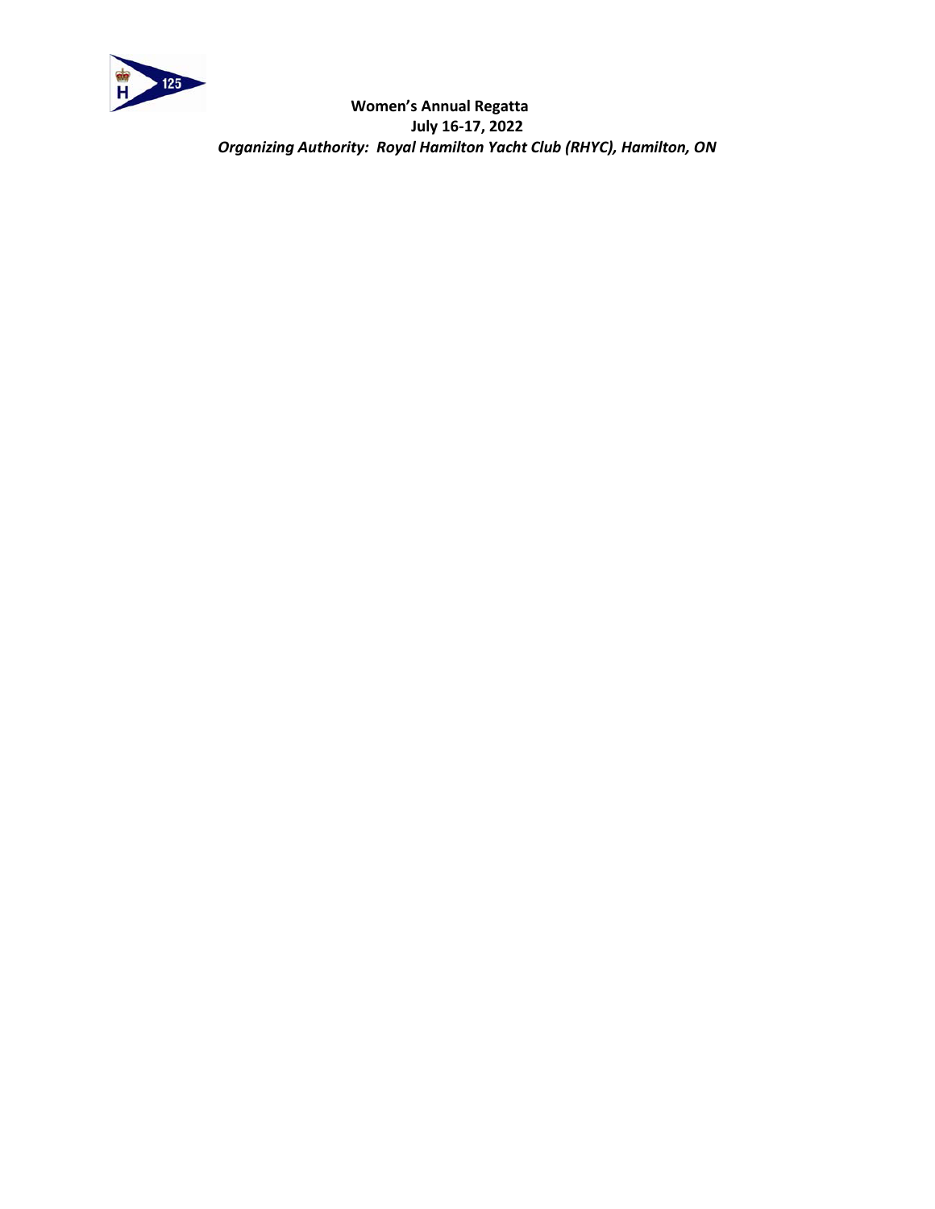**Women's Annual Regatta**
**July 16-17, 2022**
***Organizing Authority: Royal Hamilton Yacht Club (RHYC), Hamilton, ON***